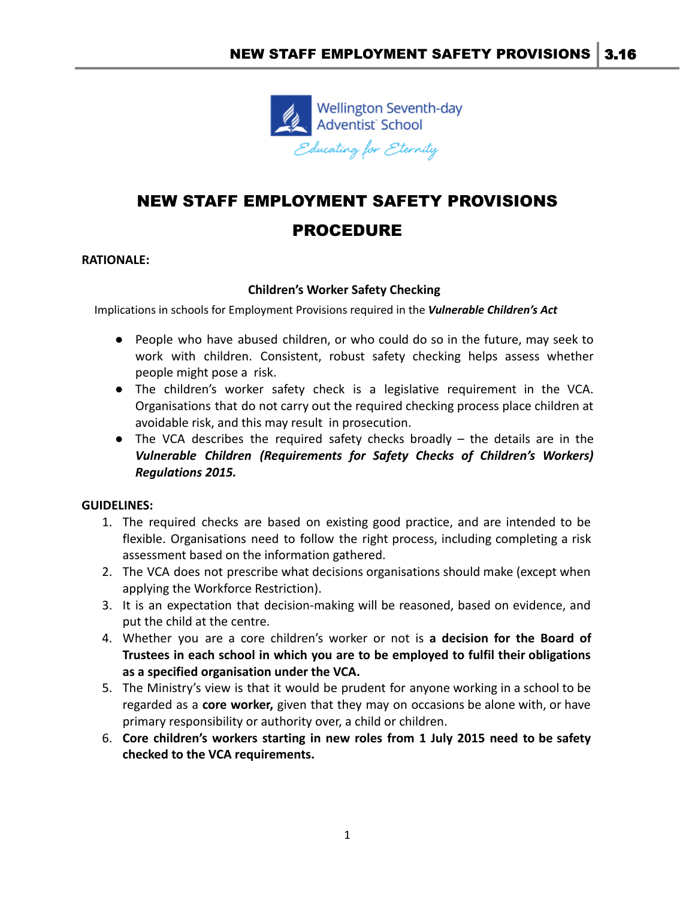# NEW STAFF EMPLOYMENT SAFETY PROVISIONS PROCEDURE

**RATIONALE:**

**Children's Worker Safety Checking**

Implications in schools for Employment Provisions required in the ***Vulnerable Children's Act***

- People who have abused children, or who could do so in the future, may seek to work with children. Consistent, robust safety checking helps assess whether people might pose a risk.
- The children's worker safety check is a legislative requirement in the VCA. Organisations that do not carry out the required checking process place children at avoidable risk, and this may result in prosecution.
- The VCA describes the required safety checks broadly – the details are in the ***Vulnerable Children (Requirements for Safety Checks of Children's Workers) Regulations 2015.***

**GUIDELINES:**

1. The required checks are based on existing good practice, and are intended to be flexible. Organisations need to follow the right process, including completing a risk assessment based on the information gathered.
2. The VCA does not prescribe what decisions organisations should make (except when applying the Workforce Restriction).
3. It is an expectation that decision-making will be reasoned, based on evidence, and put the child at the centre.
4. Whether you are a core children's worker or not is **a decision for the Board of Trustees in each school in which you are to be employed to fulfil their obligations as a specified organisation under the VCA.**
5. The Ministry's view is that it would be prudent for anyone working in a school to be regarded as a **core worker,** given that they may on occasions be alone with, or have primary responsibility or authority over, a child or children.
6. **Core children's workers starting in new roles from 1 July 2015 need to be safety checked to the VCA requirements.**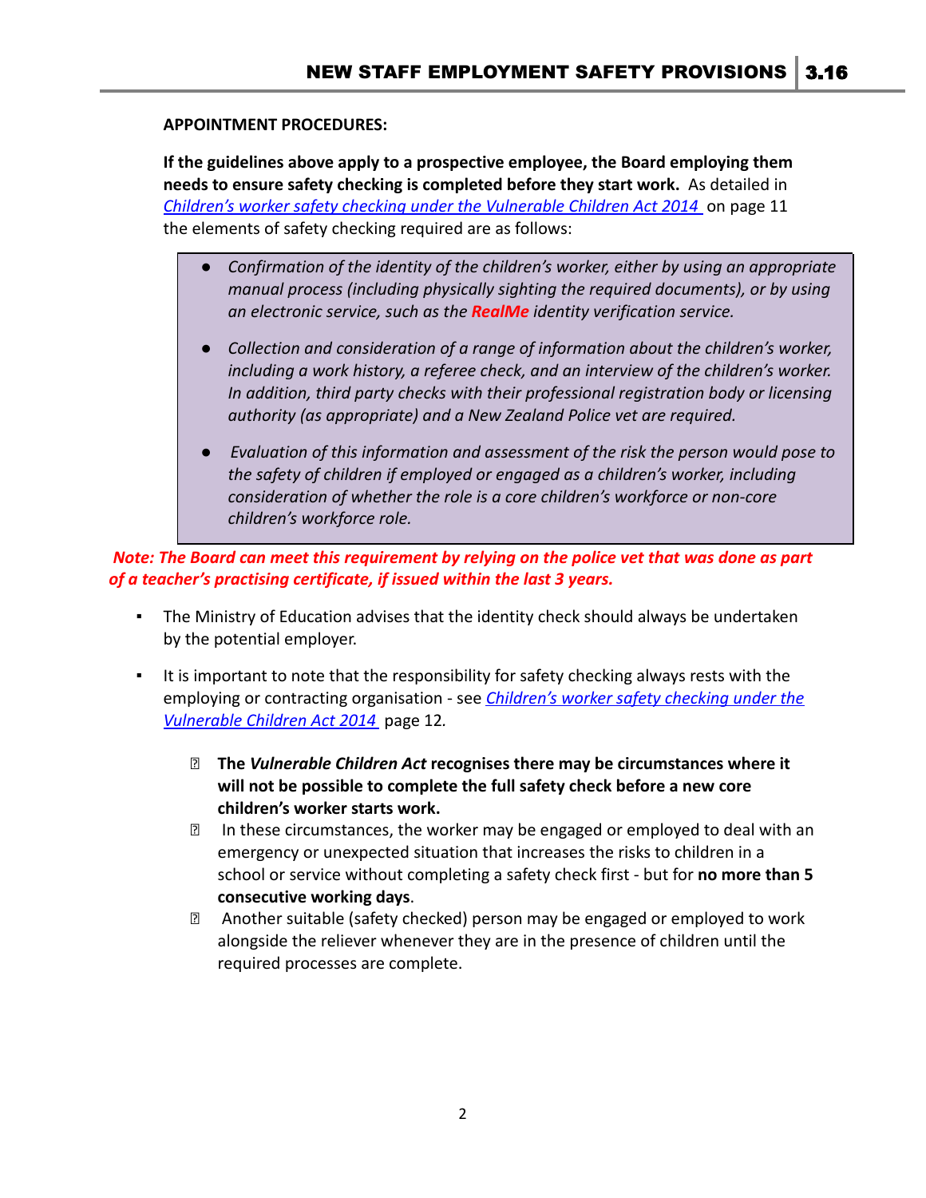**APPOINTMENT PROCEDURES:**

**If the guidelines above apply to a prospective employee, the Board employing them needs to ensure safety checking is completed before they start work.** As detailed in [*Children's worker safety checking under the Vulnerable Children Act 2014*]() on page 11 the elements of safety checking required are as follows:

> - *Confirmation of the identity of the children's worker, either by using an appropriate manual process (including physically sighting the required documents), or by using an electronic service, such as the **RealMe** identity verification service.*
> - *Collection and consideration of a range of information about the children's worker, including a work history, a referee check, and an interview of the children's worker. In addition, third party checks with their professional registration body or licensing authority (as appropriate) and a New Zealand Police vet are required.*
> - *Evaluation of this information and assessment of the risk the person would pose to the safety of children if employed or engaged as a children's worker, including consideration of whether the role is a core children's workforce or non-core children's workforce role.*

***Note: The Board can meet this requirement by relying on the police vet that was done as part of a teacher's practising certificate, if issued within the last 3 years.***

- The Ministry of Education advises that the identity check should always be undertaken by the potential employer.
- It is important to note that the responsibility for safety checking always rests with the employing or contracting organisation - see [*Children's worker safety checking under the Vulnerable Children Act 2014*]() page 12.
  - **The *Vulnerable Children Act* recognises there may be circumstances where it will not be possible to complete the full safety check before a new core children's worker starts work.**
  - In these circumstances, the worker may be engaged or employed to deal with an emergency or unexpected situation that increases the risks to children in a school or service without completing a safety check first - but for **no more than 5 consecutive working days**.
  - Another suitable (safety checked) person may be engaged or employed to work alongside the reliever whenever they are in the presence of children until the required processes are complete.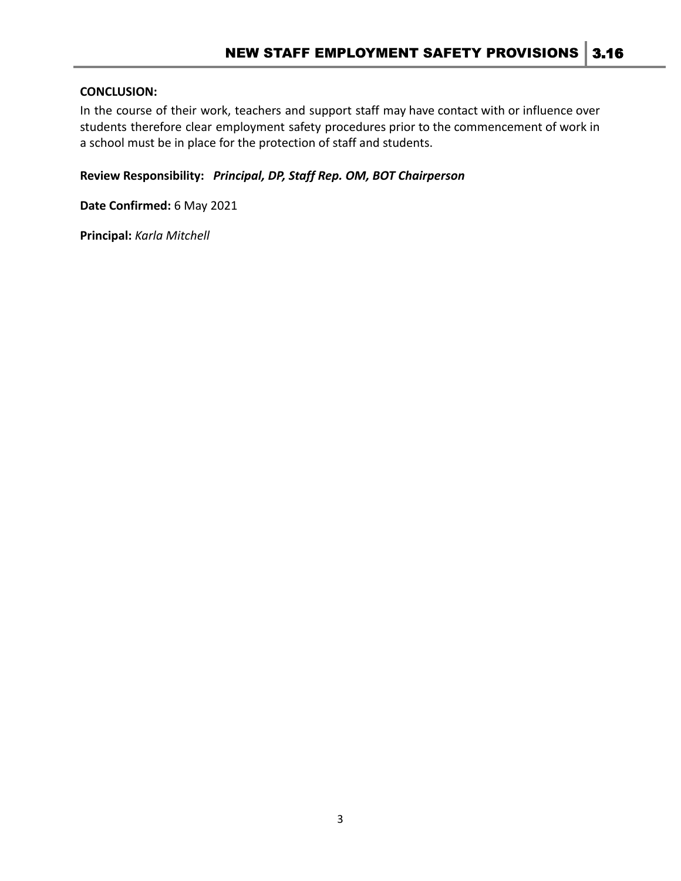**CONCLUSION:**

In the course of their work, teachers and support staff may have contact with or influence over students therefore clear employment safety procedures prior to the commencement of work in a school must be in place for the protection of staff and students.

**Review Responsibility:** ***Principal, DP, Staff Rep. OM, BOT Chairperson***

**Date Confirmed:** 6 May 2021

**Principal:** *Karla Mitchell*